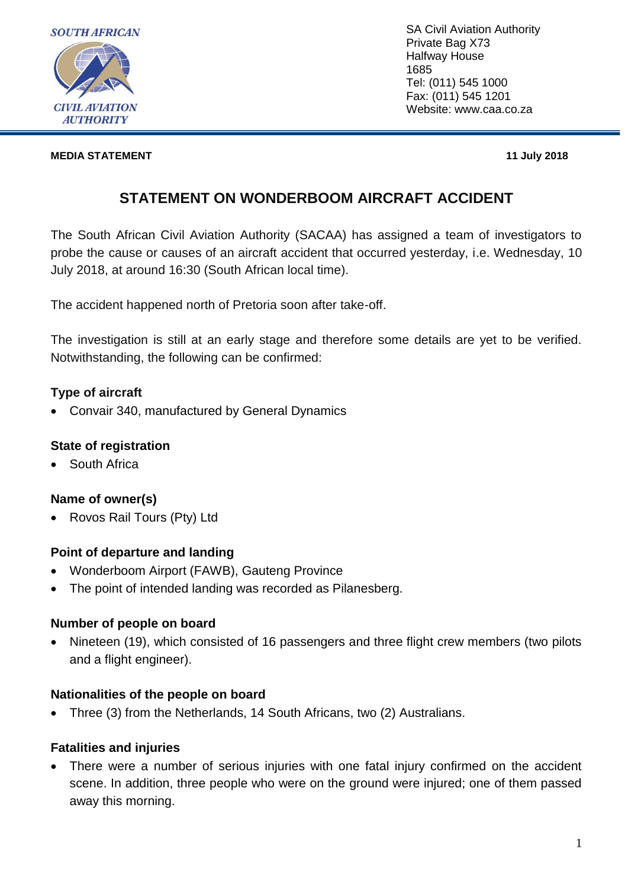SOUTH AFRICAN CIVIL AVIATION AUTHORITY

SA Civil Aviation Authority
Private Bag X73
Halfway House
1685
Tel: (011) 545 1000
Fax: (011) 545 1201
Website: www.caa.co.za

**MEDIA STATEMENT**

**11 July 2018**

# STATEMENT ON WONDERBOOM AIRCRAFT ACCIDENT

The South African Civil Aviation Authority (SACAA) has assigned a team of investigators to probe the cause or causes of an aircraft accident that occurred yesterday, i.e. Wednesday, 10 July 2018, at around 16:30 (South African local time).

The accident happened north of Pretoria soon after take-off.

The investigation is still at an early stage and therefore some details are yet to be verified. Notwithstanding, the following can be confirmed:

### Type of aircraft

- Convair 340, manufactured by General Dynamics

### State of registration

- South Africa

### Name of owner(s)

- Rovos Rail Tours (Pty) Ltd

### Point of departure and landing

- Wonderboom Airport (FAWB), Gauteng Province
- The point of intended landing was recorded as Pilanesberg.

### Number of people on board

- Nineteen (19), which consisted of 16 passengers and three flight crew members (two pilots and a flight engineer).

### Nationalities of the people on board

- Three (3) from the Netherlands, 14 South Africans, two (2) Australians.

### Fatalities and injuries

- There were a number of serious injuries with one fatal injury confirmed on the accident scene. In addition, three people who were on the ground were injured; one of them passed away this morning.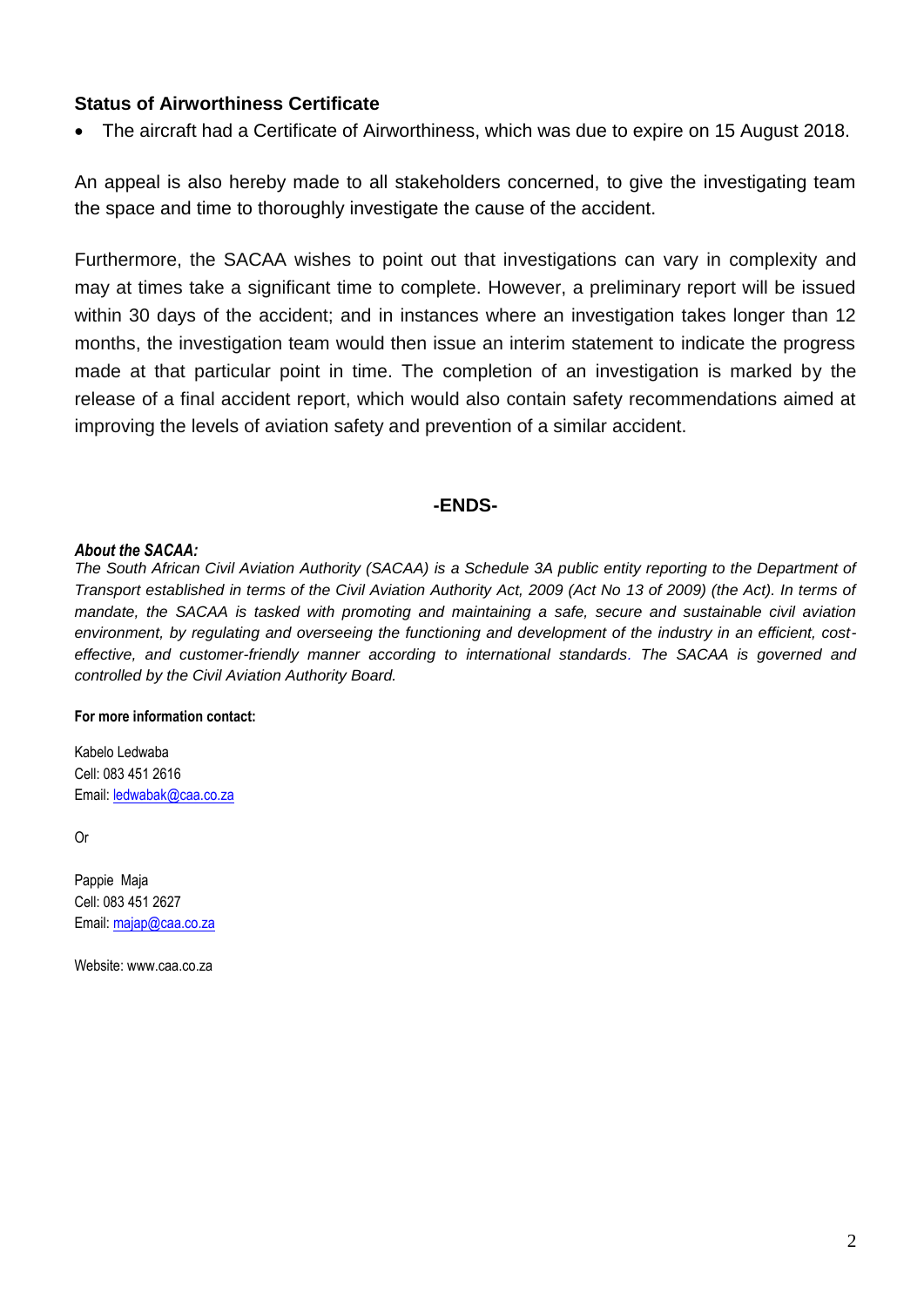**Status of Airworthiness Certificate**

- The aircraft had a Certificate of Airworthiness, which was due to expire on 15 August 2018.

An appeal is also hereby made to all stakeholders concerned, to give the investigating team the space and time to thoroughly investigate the cause of the accident.

Furthermore, the SACAA wishes to point out that investigations can vary in complexity and may at times take a significant time to complete. However, a preliminary report will be issued within 30 days of the accident; and in instances where an investigation takes longer than 12 months, the investigation team would then issue an interim statement to indicate the progress made at that particular point in time. The completion of an investigation is marked by the release of a final accident report, which would also contain safety recommendations aimed at improving the levels of aviation safety and prevention of a similar accident.

**-ENDS-**

***About the SACAA:***

*The South African Civil Aviation Authority (SACAA) is a Schedule 3A public entity reporting to the Department of Transport established in terms of the Civil Aviation Authority Act, 2009 (Act No 13 of 2009) (the Act). In terms of mandate, the SACAA is tasked with promoting and maintaining a safe, secure and sustainable civil aviation environment, by regulating and overseeing the functioning and development of the industry in an efficient, cost-effective, and customer-friendly manner according to international standards. The SACAA is governed and controlled by the Civil Aviation Authority Board.*

**For more information contact:**

Kabelo Ledwaba
Cell: 083 451 2616
Email: ledwabak@caa.co.za

Or

Pappie Maja
Cell: 083 451 2627
Email: majap@caa.co.za

Website: www.caa.co.za